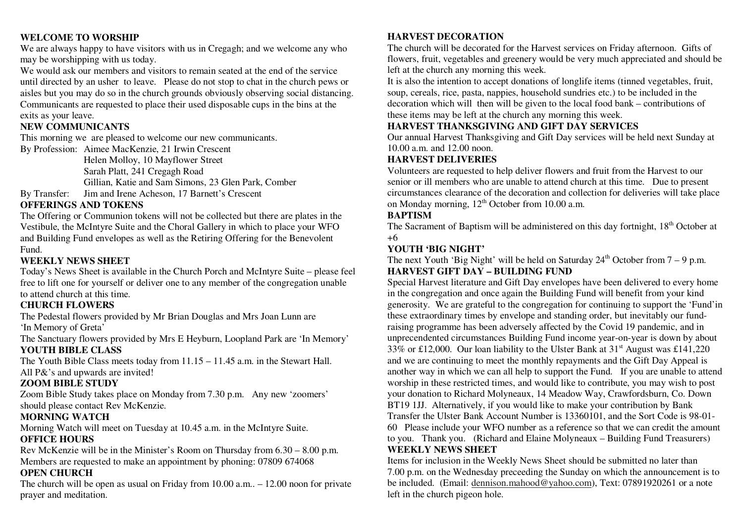**WELCOME TO WORSHIP**

We are always happy to have visitors with us in Cregagh; and we welcome any who may be worshipping with us today.

We would ask our members and visitors to remain seated at the end of the service until directed by an usher to leave. Please do not stop to chat in the church pews or aisles but you may do so in the church grounds obviously observing social distancing. Communicants are requested to place their used disposable cups in the bins at the exits as your leave.

**NEW COMMUNICANTS**

This morning we are pleased to welcome our new communicants.

By Profession: Aimee MacKenzie, 21 Irwin Crescent
Helen Molloy, 10 Mayflower Street
Sarah Platt, 241 Cregagh Road
Gillian, Katie and Sam Simons, 23 Glen Park, Comber

By Transfer: Jim and Irene Acheson, 17 Barnett's Crescent

**OFFERINGS AND TOKENS**

The Offering or Communion tokens will not be collected but there are plates in the Vestibule, the McIntyre Suite and the Choral Gallery in which to place your WFO and Building Fund envelopes as well as the Retiring Offering for the Benevolent Fund.

**WEEKLY NEWS SHEET**

Today's News Sheet is available in the Church Porch and McIntyre Suite – please feel free to lift one for yourself or deliver one to any member of the congregation unable to attend church at this time.

**CHURCH FLOWERS**

The Pedestal flowers provided by Mr Brian Douglas and Mrs Joan Lunn are 'In Memory of Greta'

The Sanctuary flowers provided by Mrs E Heyburn, Loopland Park are 'In Memory'

**YOUTH BIBLE CLASS**

The Youth Bible Class meets today from 11.15 – 11.45 a.m. in the Stewart Hall. All P&'s and upwards are invited!

**ZOOM BIBLE STUDY**

Zoom Bible Study takes place on Monday from 7.30 p.m. Any new 'zoomers' should please contact Rev McKenzie.

**MORNING WATCH**

Morning Watch will meet on Tuesday at 10.45 a.m. in the McIntyre Suite.

**OFFICE HOURS**

Rev McKenzie will be in the Minister's Room on Thursday from 6.30 – 8.00 p.m. Members are requested to make an appointment by phoning: 07809 674068

**OPEN CHURCH**

The church will be open as usual on Friday from 10.00 a.m.. – 12.00 noon for private prayer and meditation.

**HARVEST DECORATION**

The church will be decorated for the Harvest services on Friday afternoon. Gifts of flowers, fruit, vegetables and greenery would be very much appreciated and should be left at the church any morning this week.

It is also the intention to accept donations of longlife items (tinned vegetables, fruit, soup, cereals, rice, pasta, nappies, household sundries etc.) to be included in the decoration which will then will be given to the local food bank – contributions of these items may be left at the church any morning this week.

**HARVEST THANKSGIVING AND GIFT DAY SERVICES**

Our annual Harvest Thanksgiving and Gift Day services will be held next Sunday at 10.00 a.m. and 12.00 noon.

**HARVEST DELIVERIES**

Volunteers are requested to help deliver flowers and fruit from the Harvest to our senior or ill members who are unable to attend church at this time. Due to present circumstances clearance of the decoration and collection for deliveries will take place on Monday morning, 12th October from 10.00 a.m.

**BAPTISM**

The Sacrament of Baptism will be administered on this day fortnight, 18th October at +6

**YOUTH 'BIG NIGHT'**

The next Youth 'Big Night' will be held on Saturday 24th October from 7 – 9 p.m.

**HARVEST GIFT DAY – BUILDING FUND**

Special Harvest literature and Gift Day envelopes have been delivered to every home in the congregation and once again the Building Fund will benefit from your kind generosity. We are grateful to the congregation for continuing to support the 'Fund'in these extraordinary times by envelope and standing order, but inevitably our fund-raising programme has been adversely affected by the Covid 19 pandemic, and in unprecendented circumstances Building Fund income year-on-year is down by about 33% or £12,000. Our loan liability to the Ulster Bank at 31st August was £141,220 and we are continuing to meet the monthly repayments and the Gift Day Appeal is another way in which we can all help to support the Fund. If you are unable to attend worship in these restricted times, and would like to contribute, you may wish to post your donation to Richard Molyneaux, 14 Meadow Way, Crawfordsburn, Co. Down BT19 1JJ. Alternatively, if you would like to make your contribution by Bank Transfer the Ulster Bank Account Number is 13360101, and the Sort Code is 98-01-60 Please include your WFO number as a reference so that we can credit the amount to you. Thank you. (Richard and Elaine Molyneaux – Building Fund Treasurers)

**WEEKLY NEWS SHEET**

Items for inclusion in the Weekly News Sheet should be submitted no later than 7.00 p.m. on the Wednesday preceeding the Sunday on which the announcement is to be included. (Email: dennison.mahood@yahoo.com), Text: 07891920261 or a note left in the church pigeon hole.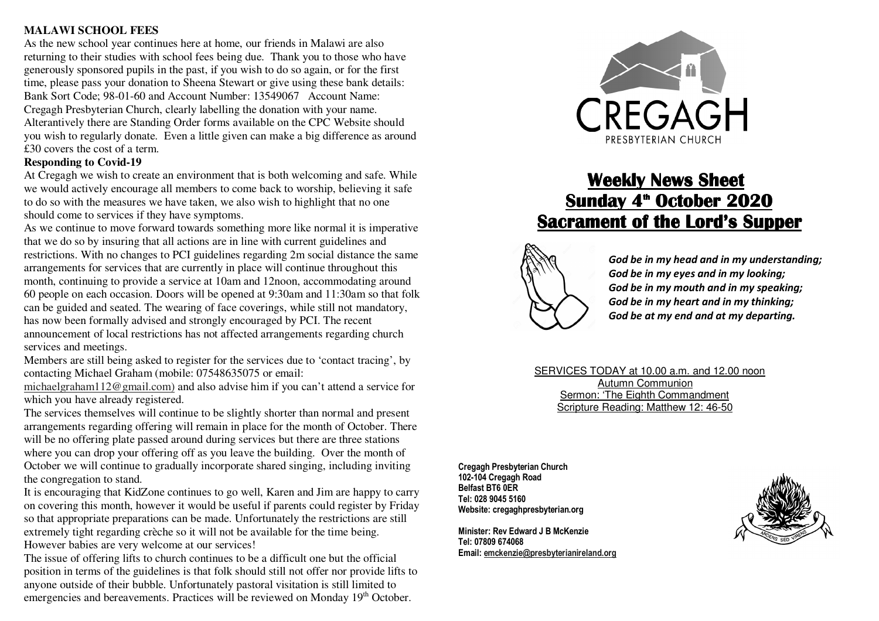**MALAWI SCHOOL FEES**

As the new school year continues here at home, our friends in Malawi are also returning to their studies with school fees being due. Thank you to those who have generously sponsored pupils in the past, if you wish to do so again, or for the first time, please pass your donation to Sheena Stewart or give using these bank details: Bank Sort Code; 98-01-60 and Account Number: 13549067 Account Name: Cregagh Presbyterian Church, clearly labelling the donation with your name. Alterantively there are Standing Order forms available on the CPC Website should you wish to regularly donate. Even a little given can make a big difference as around £30 covers the cost of a term.

**Responding to Covid-19**

At Cregagh we wish to create an environment that is both welcoming and safe. While we would actively encourage all members to come back to worship, believing it safe to do so with the measures we have taken, we also wish to highlight that no one should come to services if they have symptoms.

As we continue to move forward towards something more like normal it is imperative that we do so by insuring that all actions are in line with current guidelines and restrictions. With no changes to PCI guidelines regarding 2m social distance the same arrangements for services that are currently in place will continue throughout this month, continuing to provide a service at 10am and 12noon, accommodating around 60 people on each occasion. Doors will be opened at 9:30am and 11:30am so that folk can be guided and seated. The wearing of face coverings, while still not mandatory, has now been formally advised and strongly encouraged by PCI. The recent announcement of local restrictions has not affected arrangements regarding church services and meetings.

Members are still being asked to register for the services due to 'contact tracing', by contacting Michael Graham (mobile: 07548635075 or email: michaelgraham112@gmail.com) and also advise him if you can't attend a service for which you have already registered.

The services themselves will continue to be slightly shorter than normal and present arrangements regarding offering will remain in place for the month of October. There will be no offering plate passed around during services but there are three stations where you can drop your offering off as you leave the building. Over the month of October we will continue to gradually incorporate shared singing, including inviting the congregation to stand.

It is encouraging that KidZone continues to go well, Karen and Jim are happy to carry on covering this month, however it would be useful if parents could register by Friday so that appropriate preparations can be made. Unfortunately the restrictions are still extremely tight regarding crèche so it will not be available for the time being. However babies are very welcome at our services!

The issue of offering lifts to church continues to be a difficult one but the official position in terms of the guidelines is that folk should still not offer nor provide lifts to anyone outside of their bubble. Unfortunately pastoral visitation is still limited to emergencies and bereavements. Practices will be reviewed on Monday 19th October.

CREGAGH
PRESBYTERIAN CHURCH

# Weekly News Sheet
# Sunday 4th October 2020
# Sacrament of the Lord's Supper

*God be in my head and in my understanding;*
*God be in my eyes and in my looking;*
*God be in my mouth and in my speaking;*
*God be in my heart and in my thinking;*
*God be at my end and at my departing.*

SERVICES TODAY at 10.00 a.m. and 12.00 noon
Autumn Communion
Sermon: 'The Eighth Commandment
Scripture Reading: Matthew 12: 46-50

**Cregagh Presbyterian Church**
**102-104 Cregagh Road**
**Belfast BT6 0ER**
**Tel: 028 9045 5160**
**Website: cregaghpresbyterian.org**

**Minister: Rev Edward J B McKenzie**
**Tel: 07809 674068**
**Email: emckenzie@presbyterianireland.org**

ARDENS SED VIRENS